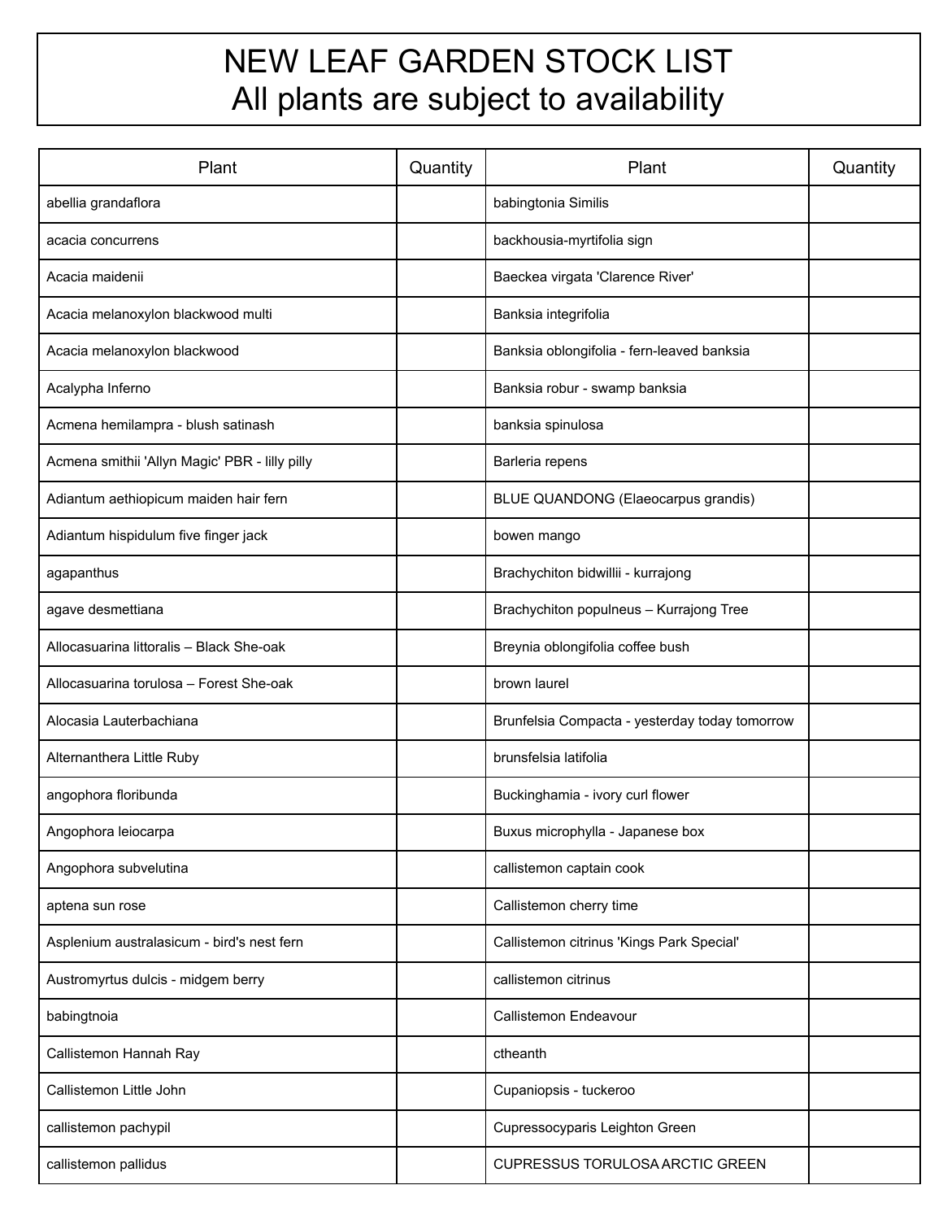# NEW LEAF GARDEN STOCK LIST
## All plants are subject to availability

| Plant | Quantity | Plant | Quantity |
|---|---|---|---|
| abellia grandaflora | | babingtonia Similis | |
| acacia concurrens | | backhousia-myrtifolia sign | |
| Acacia maidenii | | Baeckea virgata 'Clarence River' | |
| Acacia melanoxylon blackwood multi | | Banksia integrifolia | |
| Acacia melanoxylon blackwood | | Banksia oblongifolia - fern-leaved banksia | |
| Acalypha Inferno | | Banksia robur - swamp banksia | |
| Acmena hemilampra - blush satinash | | banksia spinulosa | |
| Acmena smithii 'Allyn Magic' PBR - lilly pilly | | Barleria repens | |
| Adiantum aethiopicum maiden hair fern | | BLUE QUANDONG (Elaeocarpus grandis) | |
| Adiantum hispidulum five finger jack | | bowen mango | |
| agapanthus | | Brachychiton bidwillii - kurrajong | |
| agave desmettiana | | Brachychiton populneus – Kurrajong Tree | |
| Allocasuarina littoralis – Black She-oak | | Breynia oblongifolia coffee bush | |
| Allocasuarina torulosa – Forest She-oak | | brown laurel | |
| Alocasia Lauterbachiana | | Brunfelsia Compacta - yesterday today tomorrow | |
| Alternanthera Little Ruby | | brunsfelsia latifolia | |
| angophora floribunda | | Buckinghamia - ivory curl flower | |
| Angophora leiocarpa | | Buxus microphylla - Japanese box | |
| Angophora subvelutina | | callistemon captain cook | |
| aptena sun rose | | Callistemon cherry time | |
| Asplenium australasicum - bird's nest fern | | Callistemon citrinus 'Kings Park Special' | |
| Austromyrtus dulcis - midgem berry | | callistemon citrinus | |
| babingtnoia | | Callistemon Endeavour | |
| Callistemon Hannah Ray | | ctheanth | |
| Callistemon Little John | | Cupaniopsis - tuckeroo | |
| callistemon pachypil | | Cupressocyparis Leighton Green | |
| callistemon pallidus | | CUPRESSUS TORULOSA ARCTIC GREEN | |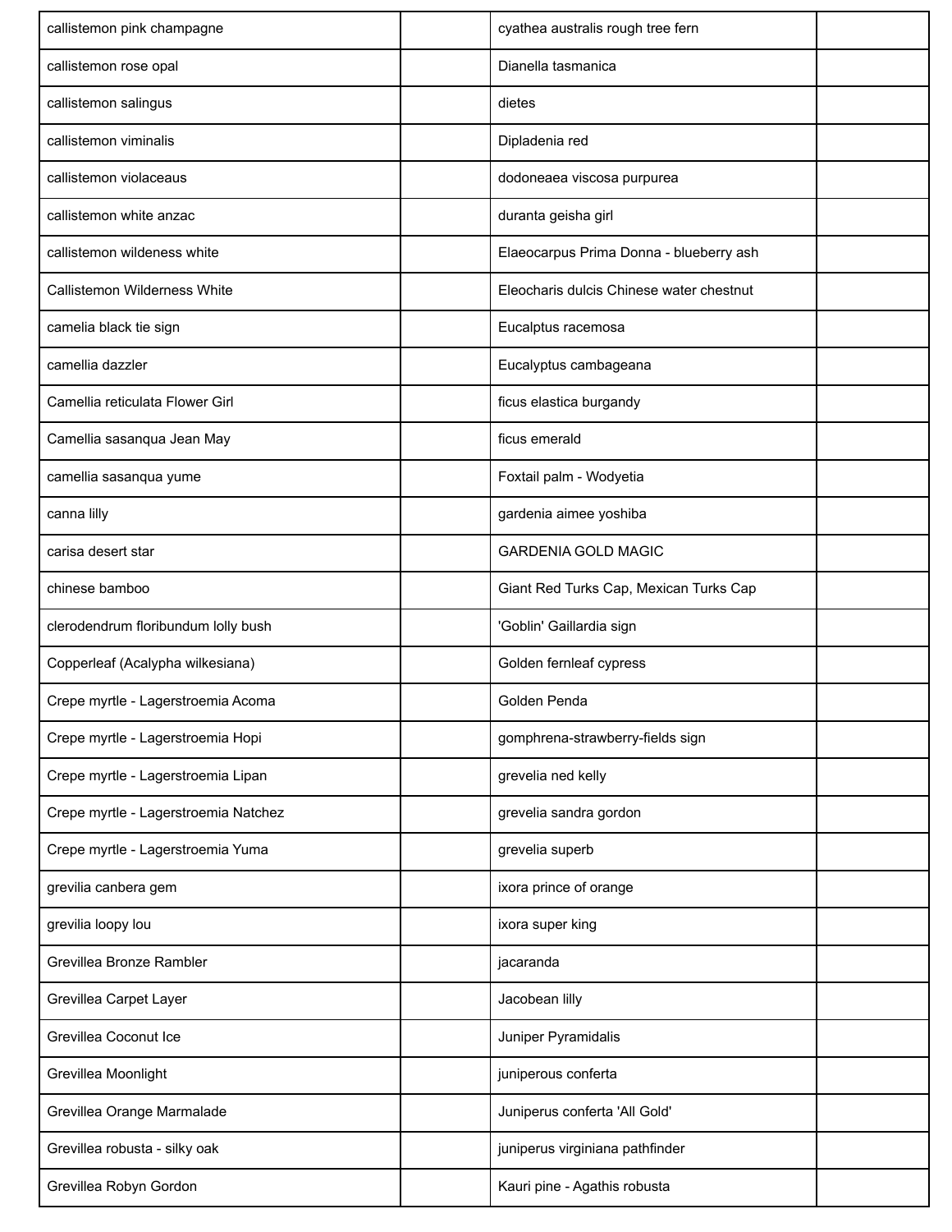| | | | |
|---|---|---|---|
| callistemon pink champagne | | cyathea australis rough tree fern | |
| callistemon rose opal | | Dianella tasmanica | |
| callistemon salingus | | dietes | |
| callistemon viminalis | | Dipladenia red | |
| callistemon violaceaus | | dodoneaea viscosa purpurea | |
| callistemon white anzac | | duranta geisha girl | |
| callistemon wildeness white | | Elaeocarpus Prima Donna - blueberry ash | |
| Callistemon Wilderness White | | Eleocharis dulcis Chinese water chestnut | |
| camelia black tie sign | | Eucalptus racemosa | |
| camellia dazzler | | Eucalyptus cambageana | |
| Camellia reticulata Flower Girl | | ficus elastica burgandy | |
| Camellia sasanqua Jean May | | ficus emerald | |
| camellia sasanqua yume | | Foxtail palm - Wodyetia | |
| canna lilly | | gardenia aimee yoshiba | |
| carisa desert star | | GARDENIA GOLD MAGIC | |
| chinese bamboo | | Giant Red Turks Cap, Mexican Turks Cap | |
| clerodendrum floribundum lolly bush | | 'Goblin' Gaillardia sign | |
| Copperleaf (Acalypha wilkesiana) | | Golden fernleaf cypress | |
| Crepe myrtle - Lagerstroemia Acoma | | Golden Penda | |
| Crepe myrtle - Lagerstroemia Hopi | | gomphrena-strawberry-fields sign | |
| Crepe myrtle - Lagerstroemia Lipan | | grevelia ned kelly | |
| Crepe myrtle - Lagerstroemia Natchez | | grevelia sandra gordon | |
| Crepe myrtle - Lagerstroemia Yuma | | grevelia superb | |
| grevilia canbera gem | | ixora prince of orange | |
| grevilia loopy lou | | ixora super king | |
| Grevillea Bronze Rambler | | jacaranda | |
| Grevillea Carpet Layer | | Jacobean lilly | |
| Grevillea Coconut Ice | | Juniper Pyramidalis | |
| Grevillea Moonlight | | juniperous conferta | |
| Grevillea Orange Marmalade | | Juniperus conferta 'All Gold' | |
| Grevillea robusta - silky oak | | juniperus virginiana pathfinder | |
| Grevillea Robyn Gordon | | Kauri pine - Agathis robusta | |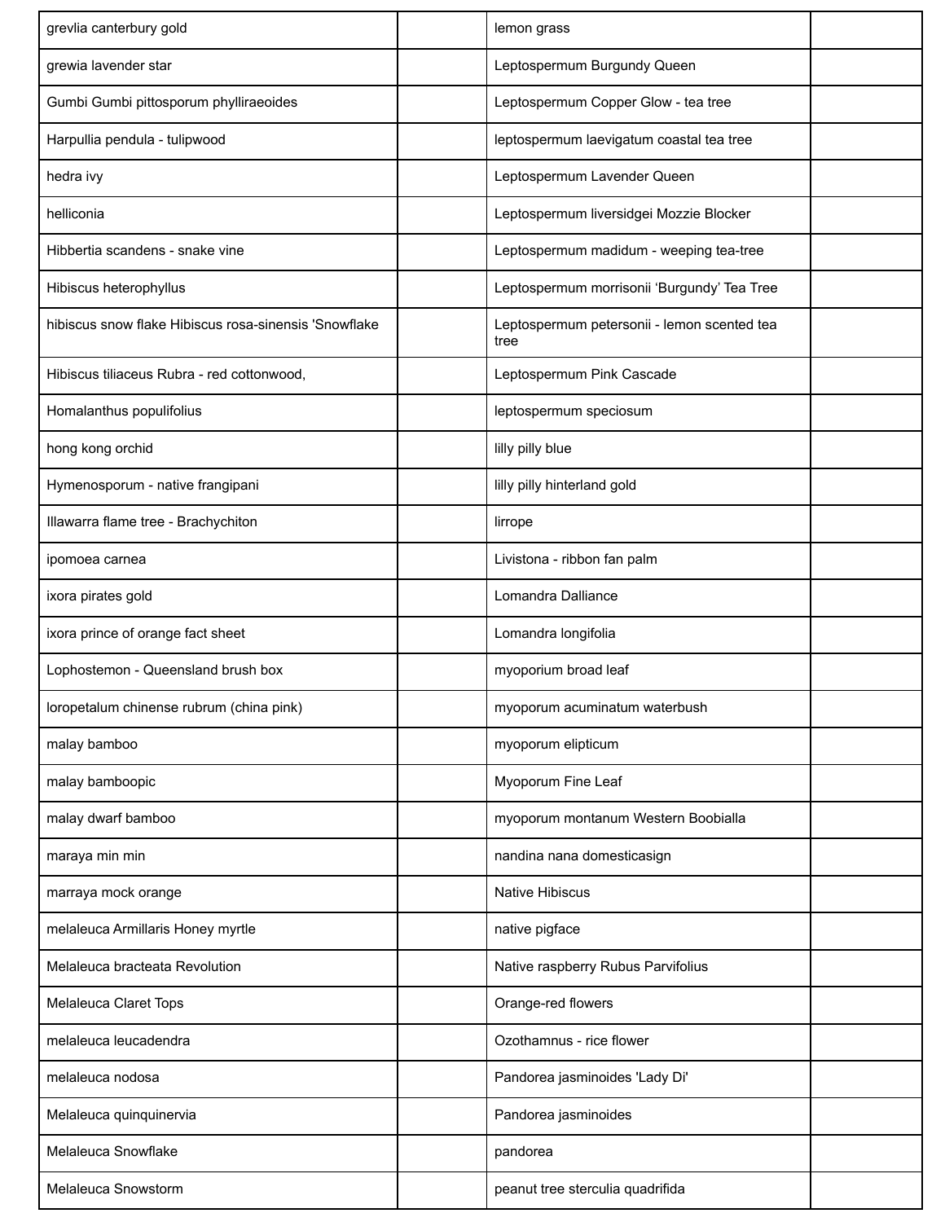| | | | |
|---|---|---|---|
| grevlia canterbury gold | | lemon grass | |
| grewia lavender star | | Leptospermum Burgundy Queen | |
| Gumbi Gumbi pittosporum phylliraeoides | | Leptospermum Copper Glow - tea tree | |
| Harpullia pendula - tulipwood | | leptospermum laevigatum coastal tea tree | |
| hedra ivy | | Leptospermum Lavender Queen | |
| helliconia | | Leptospermum liversidgei Mozzie Blocker | |
| Hibbertia scandens - snake vine | | Leptospermum madidum - weeping tea-tree | |
| Hibiscus heterophyllus | | Leptospermum morrisonii ‘Burgundy’ Tea Tree | |
| hibiscus snow flake Hibiscus rosa-sinensis 'Snowflake | | Leptospermum petersonii - lemon scented tea tree | |
| Hibiscus tiliaceus Rubra - red cottonwood, | | Leptospermum Pink Cascade | |
| Homalanthus populifolius | | leptospermum speciosum | |
| hong kong orchid | | lilly pilly blue | |
| Hymenosporum - native frangipani | | lilly pilly hinterland gold | |
| Illawarra flame tree - Brachychiton | | lirrope | |
| ipomoea carnea | | Livistona - ribbon fan palm | |
| ixora pirates gold | | Lomandra Dalliance | |
| ixora prince of orange fact sheet | | Lomandra longifolia | |
| Lophostemon - Queensland brush box | | myoporum broad leaf | |
| loropetalum chinense rubrum (china pink) | | myoporum acuminatum waterbush | |
| malay bamboo | | myoporum elipticum | |
| malay bamboopic | | Myoporum Fine Leaf | |
| malay dwarf bamboo | | myoporum montanum Western Boobialla | |
| maraya min min | | nandina nana domesticasign | |
| marraya mock orange | | Native Hibiscus | |
| melaleuca Armillaris Honey myrtle | | native pigface | |
| Melaleuca bracteata Revolution | | Native raspberry Rubus Parvifolius | |
| Melaleuca Claret Tops | | Orange-red flowers | |
| melaleuca leucadendra | | Ozothamnus - rice flower | |
| melaleuca nodosa | | Pandorea jasminoides 'Lady Di' | |
| Melaleuca quinquinervia | | Pandorea jasminoides | |
| Melaleuca Snowflake | | pandorea | |
| Melaleuca Snowstorm | | peanut tree sterculia quadrifida | |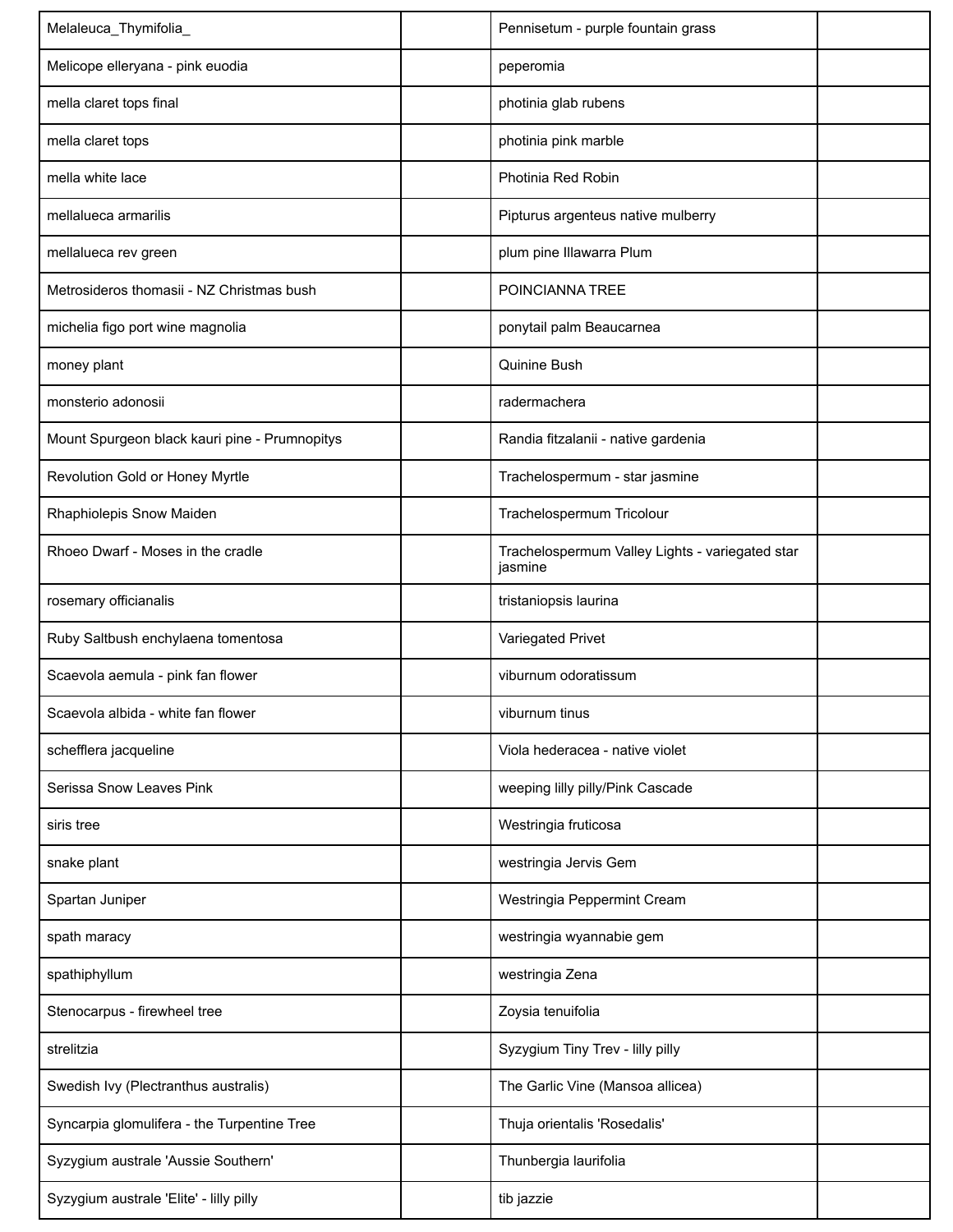| Melaleuca_Thymifolia_ | | Pennisetum - purple fountain grass | |
|---|---|---|---|
| Melicope elleryana - pink euodia | | peperomia | |
| mella claret tops final | | photinia glab rubens | |
| mella claret tops | | photinia pink marble | |
| mella white lace | | Photinia Red Robin | |
| mellalueca armarilis | | Pipturus argenteus native mulberry | |
| mellalueca rev green | | plum pine Illawarra Plum | |
| Metrosideros thomasii - NZ Christmas bush | | POINCIANNA TREE | |
| michelia figo port wine magnolia | | ponytail palm Beaucarnea | |
| money plant | | Quinine Bush | |
| monsterio adonosii | | radermachera | |
| Mount Spurgeon black kauri pine - Prumnopitys | | Randia fitzalanii - native gardenia | |
| Revolution Gold or Honey Myrtle | | Trachelospermum - star jasmine | |
| Rhaphiolepis Snow Maiden | | Trachelospermum Tricolour | |
| Rhoeo Dwarf - Moses in the cradle | | Trachelospermum Valley Lights - variegated star jasmine | |
| rosemary officianalis | | tristaniopsis laurina | |
| Ruby Saltbush enchylaena tomentosa | | Variegated Privet | |
| Scaevola aemula - pink fan flower | | viburnum odoratissum | |
| Scaevola albida - white fan flower | | viburnum tinus | |
| schefflera jacqueline | | Viola hederacea - native violet | |
| Serissa Snow Leaves Pink | | weeping lilly pilly/Pink Cascade | |
| siris tree | | Westringia fruticosa | |
| snake plant | | westringia Jervis Gem | |
| Spartan Juniper | | Westringia Peppermint Cream | |
| spath maracy | | westringia wyannabie gem | |
| spathiphyllum | | westringia Zena | |
| Stenocarpus - firewheel tree | | Zoysia tenuifolia | |
| strelitzia | | Syzygium Tiny Trev - lilly pilly | |
| Swedish Ivy (Plectranthus australis) | | The Garlic Vine (Mansoa allicea) | |
| Syncarpia glomulifera - the Turpentine Tree | | Thuja orientalis 'Rosedalis' | |
| Syzygium australe 'Aussie Southern' | | Thunbergia laurifolia | |
| Syzygium australe 'Elite' - lilly pilly | | tib jazzie | |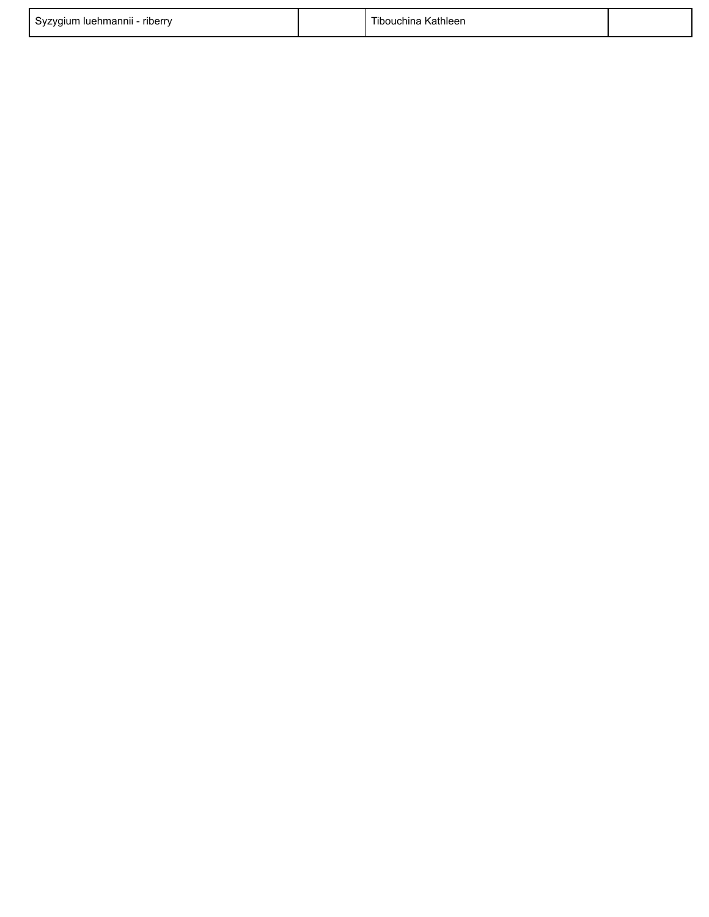| | | | |
|---|---|---|---|
| Syzygium luehmannii - riberry | | Tibouchina Kathleen | |